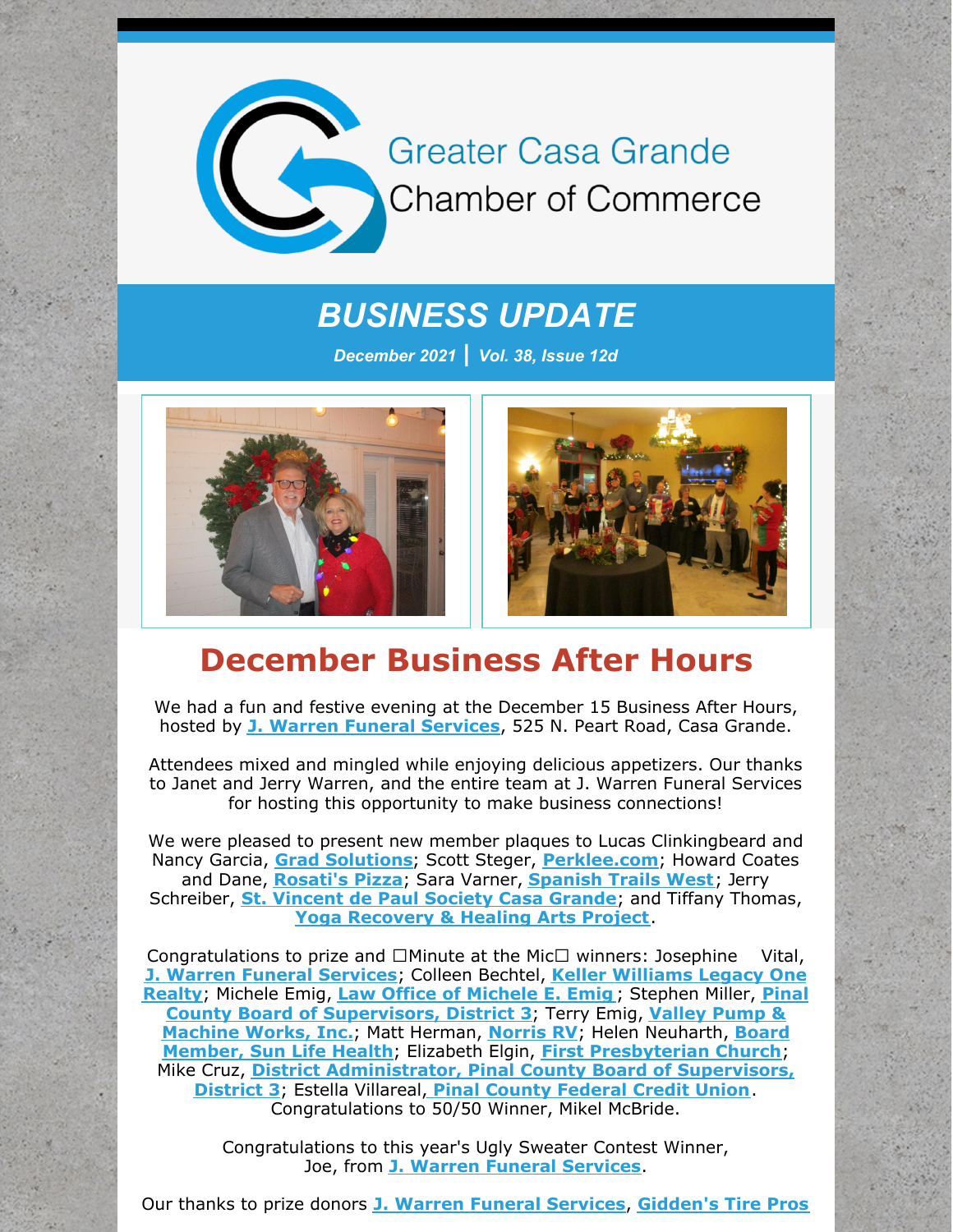Greater Casa Grande Chamber of Commerce

# BUSINESS UPDATE

*December 2021 | Vol. 38, Issue 12d*

## December Business After Hours

We had a fun and festive evening at the December 15 Business After Hours, hosted by **J. Warren Funeral Services**, 525 N. Peart Road, Casa Grande.

Attendees mixed and mingled while enjoying delicious appetizers. Our thanks to Janet and Jerry Warren, and the entire team at J. Warren Funeral Services for hosting this opportunity to make business connections!

We were pleased to present new member plaques to Lucas Clinkingbeard and Nancy Garcia, **Grad Solutions**; Scott Steger, **Perklee.com**; Howard Coates and Dane, **Rosati's Pizza**; Sara Varner, **Spanish Trails West**; Jerry Schreiber, **St. Vincent de Paul Society Casa Grande**; and Tiffany Thomas, **Yoga Recovery & Healing Arts Project**.

Congratulations to prize and □Minute at the Mic□ winners: Josephine Vital, **J. Warren Funeral Services**; Colleen Bechtel, **Keller Williams Legacy One Realty**; Michele Emig, **Law Office of Michele E. Emig**; Stephen Miller, **Pinal County Board of Supervisors, District 3**; Terry Emig, **Valley Pump & Machine Works, Inc.**; Matt Herman, **Norris RV**; Helen Neuharth, **Board Member, Sun Life Health**; Elizabeth Elgin, **First Presbyterian Church**; Mike Cruz, **District Administrator, Pinal County Board of Supervisors, District 3**; Estella Villareal, **Pinal County Federal Credit Union**. Congratulations to 50/50 Winner, Mikel McBride.

Congratulations to this year's Ugly Sweater Contest Winner, Joe, from **J. Warren Funeral Services**.

Our thanks to prize donors **J. Warren Funeral Services**, **Gidden's Tire Pros**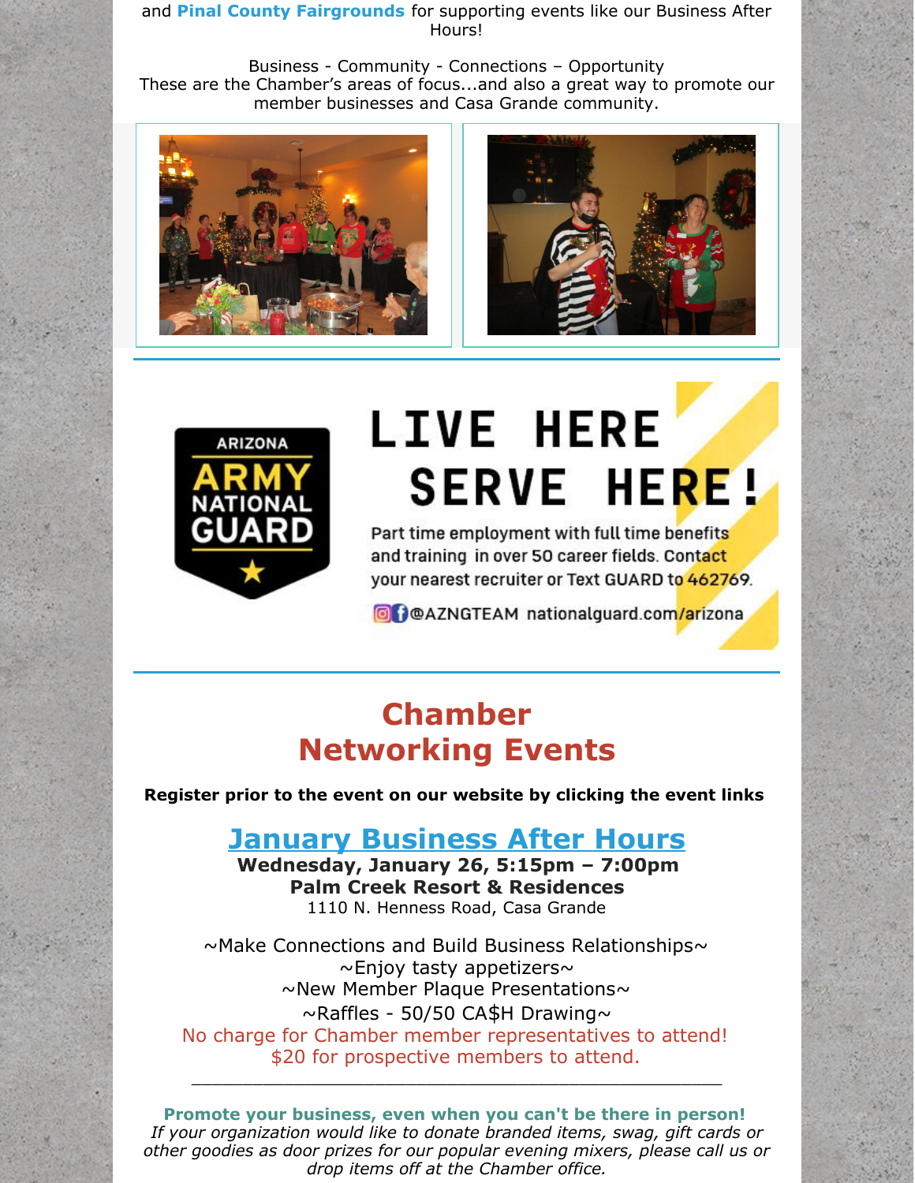and **Pinal County Fairgrounds** for supporting events like our Business After Hours!

Business - Community - Connections – Opportunity
These are the Chamber's areas of focus...and also a great way to promote our member businesses and Casa Grande community.

ARIZONA ARMY NATIONAL GUARD

LIVE HERE SERVE HERE!

Part time employment with full time benefits and training in over 50 career fields. Contact your nearest recruiter or Text GUARD to 462769.

@AZNGTEAM nationalguard.com/arizona

# Chamber Networking Events

**Register prior to the event on our website by clicking the event links**

## January Business After Hours

**Wednesday, January 26, 5:15pm – 7:00pm**
**Palm Creek Resort & Residences**
1110 N. Henness Road, Casa Grande

~Make Connections and Build Business Relationships~
~Enjoy tasty appetizers~
~New Member Plaque Presentations~
~Raffles - 50/50 CA$H Drawing~
No charge for Chamber member representatives to attend!
$20 for prospective members to attend.

---

**Promote your business, even when you can't be there in person!**
*If your organization would like to donate branded items, swag, gift cards or other goodies as door prizes for our popular evening mixers, please call us or drop items off at the Chamber office.*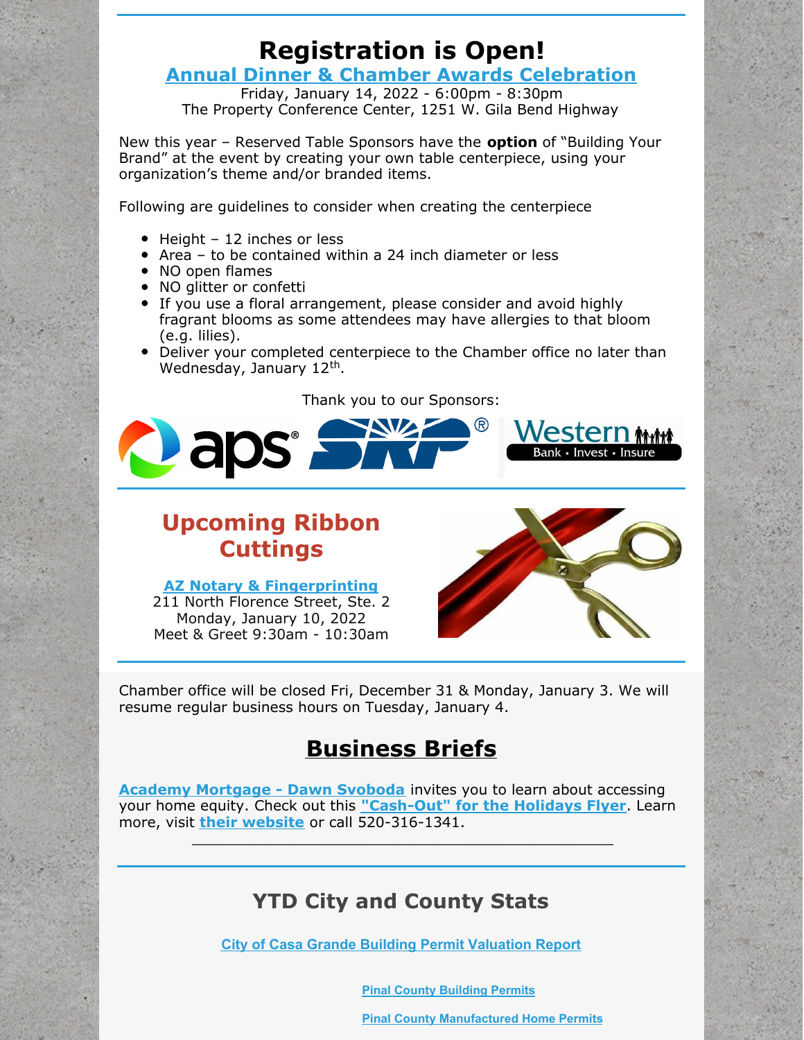# Registration is Open!

## Annual Dinner & Chamber Awards Celebration

Friday, January 14, 2022 - 6:00pm - 8:30pm
The Property Conference Center, 1251 W. Gila Bend Highway

New this year – Reserved Table Sponsors have the **option** of "Building Your Brand" at the event by creating your own table centerpiece, using your organization's theme and/or branded items.

Following are guidelines to consider when creating the centerpiece

- Height – 12 inches or less
- Area – to be contained within a 24 inch diameter or less
- NO open flames
- NO glitter or confetti
- If you use a floral arrangement, please consider and avoid highly fragrant blooms as some attendees may have allergies to that bloom (e.g. lilies).
- Deliver your completed centerpiece to the Chamber office no later than Wednesday, January 12th.

Thank you to our Sponsors:

## Upcoming Ribbon Cuttings

**AZ Notary & Fingerprinting**
211 North Florence Street, Ste. 2
Monday, January 10, 2022
Meet & Greet 9:30am - 10:30am

Chamber office will be closed Fri, December 31 & Monday, January 3. We will resume regular business hours on Tuesday, January 4.

## Business Briefs

**Academy Mortgage - Dawn Svoboda** invites you to learn about accessing your home equity. Check out this **"Cash-Out" for the Holidays Flyer**. Learn more, visit **their website** or call 520-316-1341.

## YTD City and County Stats

City of Casa Grande Building Permit Valuation Report

Pinal County Building Permits

Pinal County Manufactured Home Permits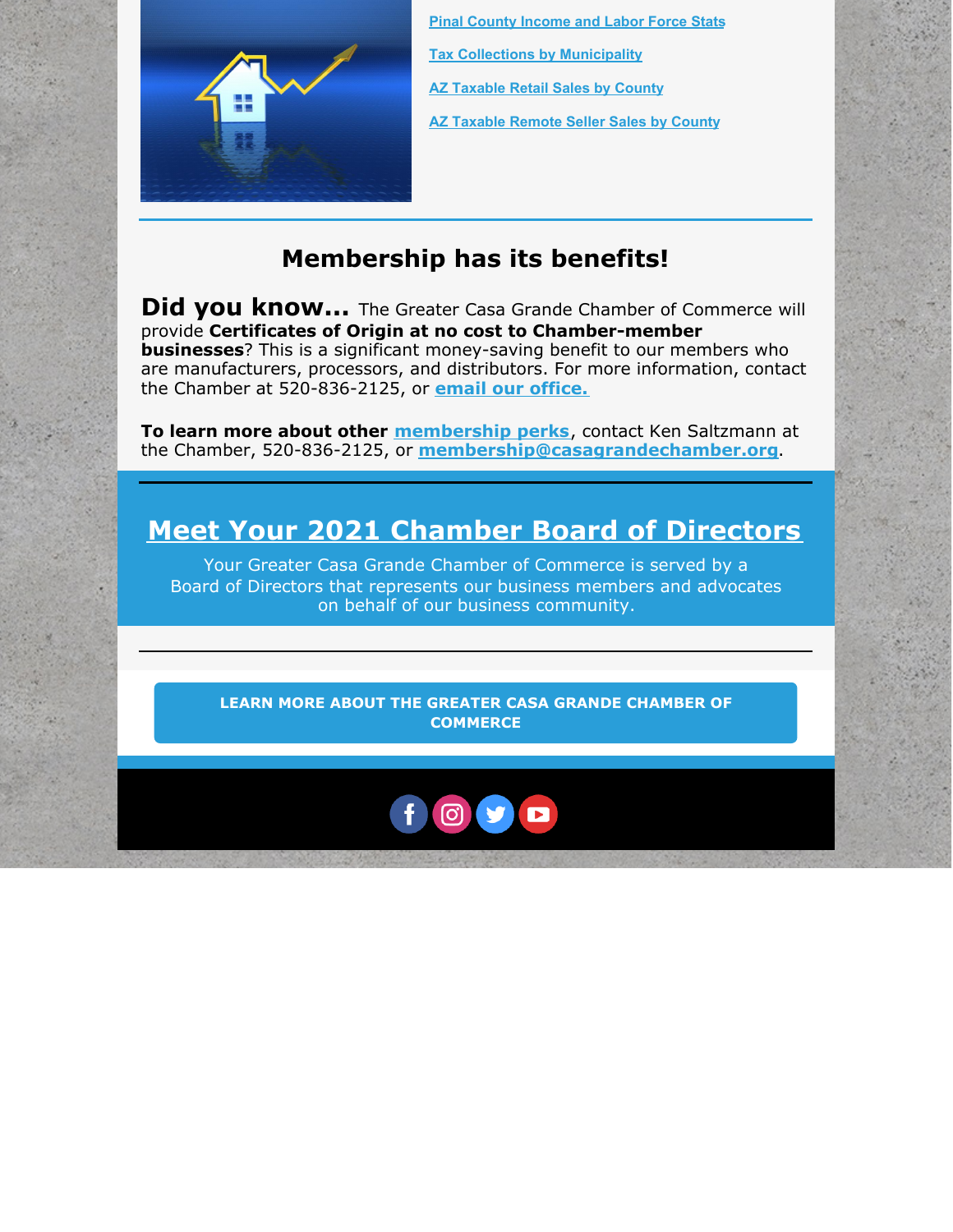Pinal County Income and Labor Force Stats

Tax Collections by Municipality

AZ Taxable Retail Sales by County

AZ Taxable Remote Seller Sales by County

## Membership has its benefits!

**Did you know...** The Greater Casa Grande Chamber of Commerce will provide **Certificates of Origin at no cost to Chamber-member businesses**? This is a significant money-saving benefit to our members who are manufacturers, processors, and distributors. For more information, contact the Chamber at 520-836-2125, or **email our office.**

**To learn more about other membership perks**, contact Ken Saltzmann at the Chamber, 520-836-2125, or **membership@casagrandechamber.org**.

## Meet Your 2021 Chamber Board of Directors

Your Greater Casa Grande Chamber of Commerce is served by a Board of Directors that represents our business members and advocates on behalf of our business community.

**LEARN MORE ABOUT THE GREATER CASA GRANDE CHAMBER OF COMMERCE**